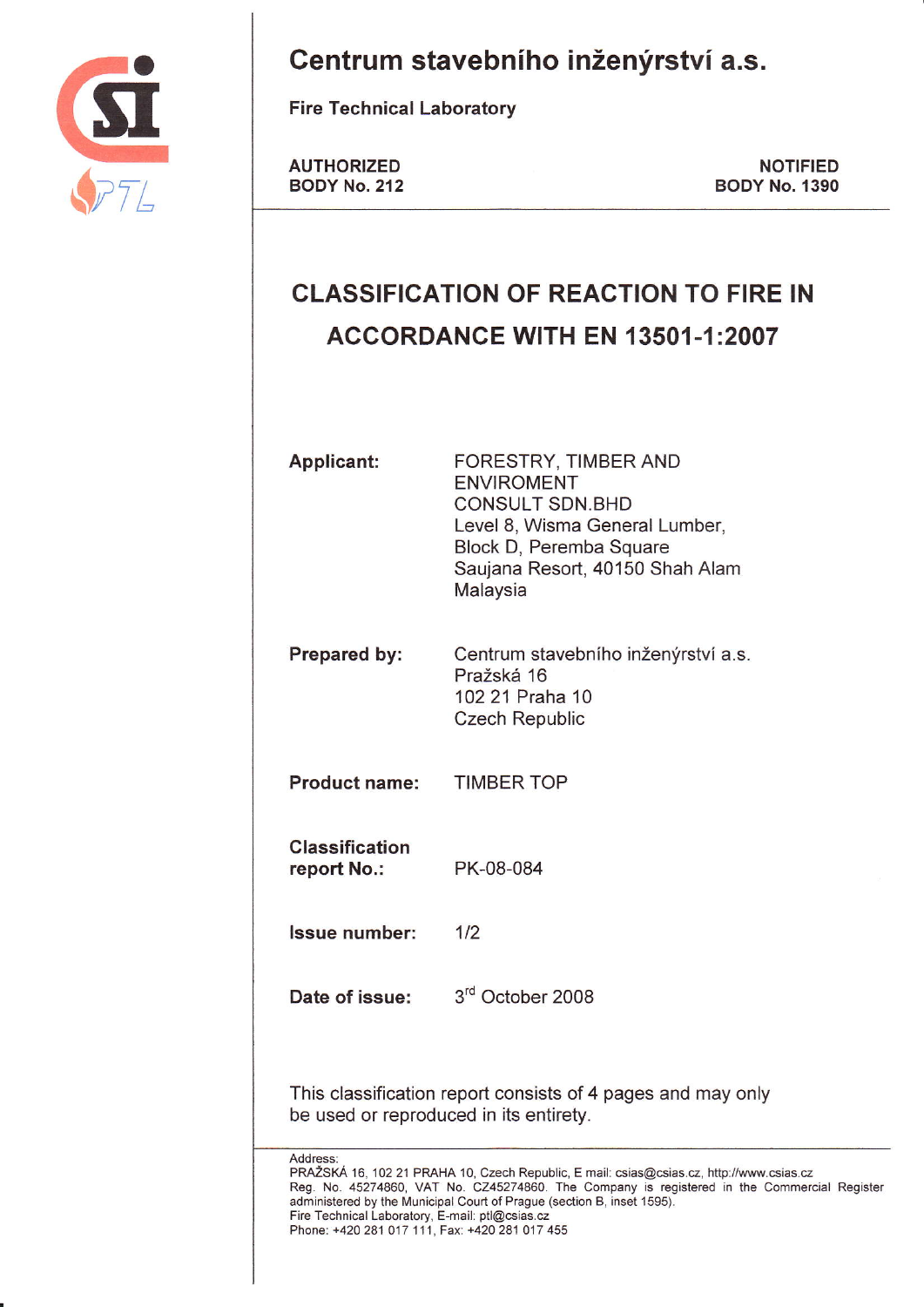# Centrum stavebního inženýrství a.s.

**Fire Technical Laboratory**

**AUTHORIZED BODY No. 212** | **NOTIFIED BODY No. 1390**

## CLASSIFICATION OF REACTION TO FIRE IN ACCORDANCE WITH EN 13501-1:2007

**Applicant:** FORESTRY, TIMBER AND ENVIROMENT CONSULT SDN.BHD
Level 8, Wisma General Lumber,
Block D, Peremba Square
Saujana Resort, 40150 Shah Alam
Malaysia

**Prepared by:** Centrum stavebního inženýrství a.s.
Pražská 16
102 21 Praha 10
Czech Republic

**Product name:** TIMBER TOP

**Classification report No.:** PK-08-084

**Issue number:** 1/2

**Date of issue:** 3rd October 2008

This classification report consists of 4 pages and may only be used or reproduced in its entirety.

Address:
PRAŽSKÁ 16, 102 21 PRAHA 10, Czech Republic, E mail: csias@csias.cz, http://www.csias.cz
Reg. No. 45274860, VAT No. CZ45274860. The Company is registered in the Commercial Register administered by the Municipal Court of Prague (section B, inset 1595).
Fire Technical Laboratory, E-mail: ptl@csias.cz
Phone: +420 281 017 111, Fax: +420 281 017 455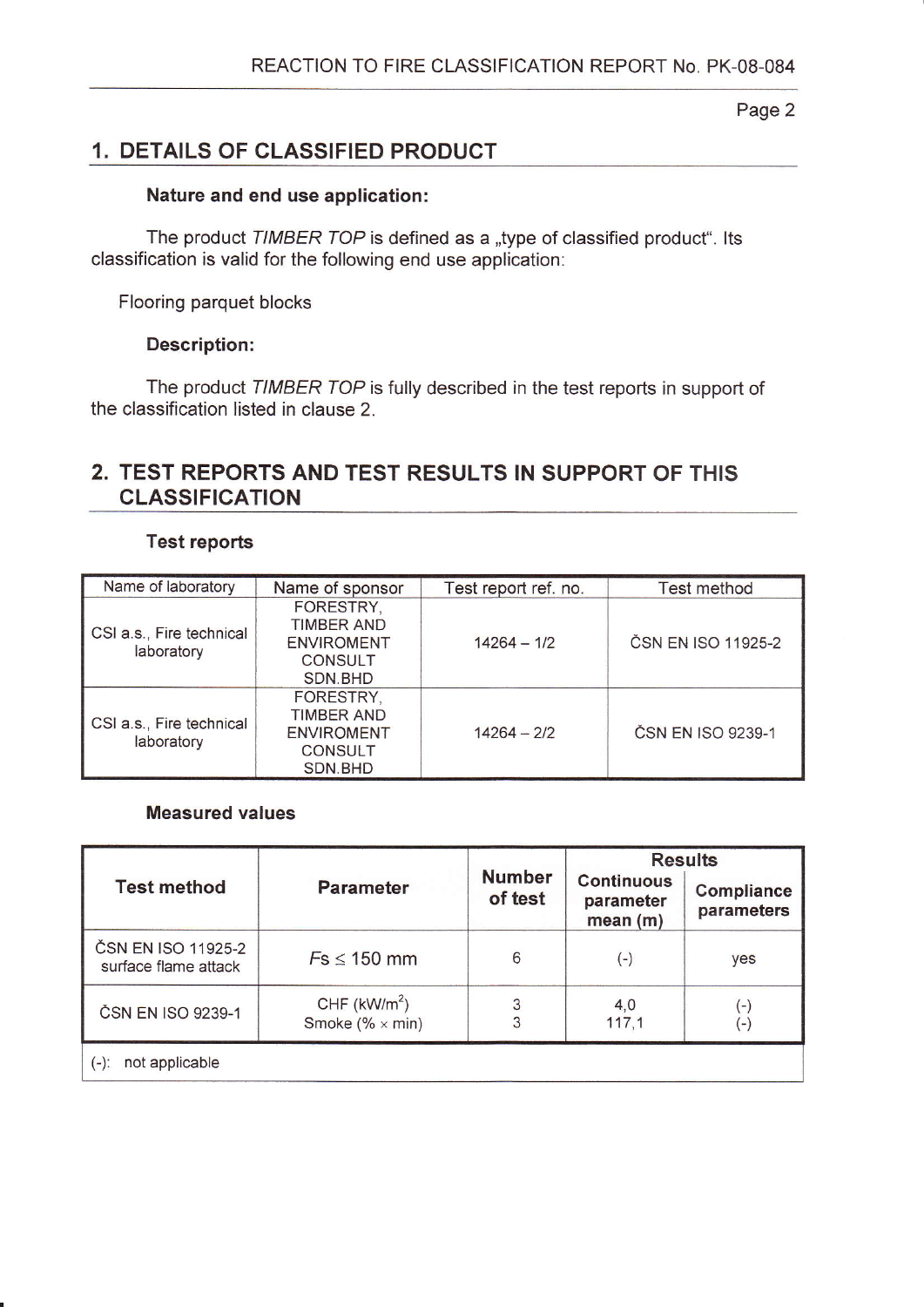## 1. DETAILS OF CLASSIFIED PRODUCT

### Nature and end use application:

The product *TIMBER TOP* is defined as a „type of classified product". Its classification is valid for the following end use application:

Flooring parquet blocks

### Description:

The product *TIMBER TOP* is fully described in the test reports in support of the classification listed in clause 2.

## 2. TEST REPORTS AND TEST RESULTS IN SUPPORT OF THIS CLASSIFICATION

### Test reports

| Name of laboratory | Name of sponsor | Test report ref. no. | Test method |
|---|---|---|---|
| CSI a.s., Fire technical laboratory | FORESTRY, TIMBER AND ENVIROMENT CONSULT SDN.BHD | 14264 – 1/2 | ČSN EN ISO 11925-2 |
| CSI a.s., Fire technical laboratory | FORESTRY, TIMBER AND ENVIROMENT CONSULT SDN.BHD | 14264 – 2/2 | ČSN EN ISO 9239-1 |

### Measured values

| Test method | Parameter | Number of test | Results | |
|---|---|---|---|---|
| | | | Continuous parameter mean (m) | Compliance parameters |
| ČSN EN ISO 11925-2 surface flame attack | $Fs \leq 150$ mm | 6 | (-) | yes |
| ČSN EN ISO 9239-1 | CHF ($kW/m^2$)<br>Smoke (% × min) | 3<br>3 | 4,0<br>117,1 | (-)<br>(-) |

(-): not applicable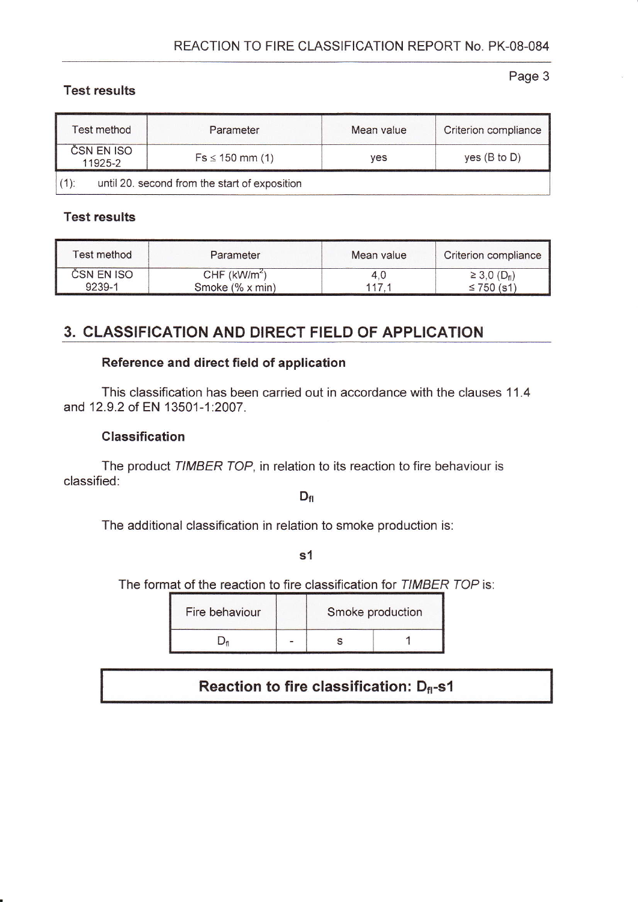**Test results**

| Test method | Parameter | Mean value | Criterion compliance |
|---|---|---|---|
| ČSN EN ISO 11925-2 | Fs ≤ 150 mm (1) | yes | yes (B to D) |
| (1): until 20. second from the start of exposition | | | |

**Test results**

| Test method | Parameter | Mean value | Criterion compliance |
|---|---|---|---|
| ČSN EN ISO 9239-1 | CHF ($kW/m^2$)<br>Smoke (% x min) | 4,0<br>117,1 | ≥ 3,0 ($D_{fl}$)<br>≤ 750 (s1) |

## 3. CLASSIFICATION AND DIRECT FIELD OF APPLICATION

### Reference and direct field of application

This classification has been carried out in accordance with the clauses 11.4 and 12.9.2 of EN 13501-1:2007.

### Classification

The product *TIMBER TOP*, in relation to its reaction to fire behaviour is classified:

**$D_{fl}$**

The additional classification in relation to smoke production is:

**s1**

The format of the reaction to fire classification for *TIMBER TOP* is:

| Fire behaviour | | Smoke production | |
|---|---|---|---|
| $D_{fl}$ | - | s | 1 |

**Reaction to fire classification: $D_{fl}$-s1**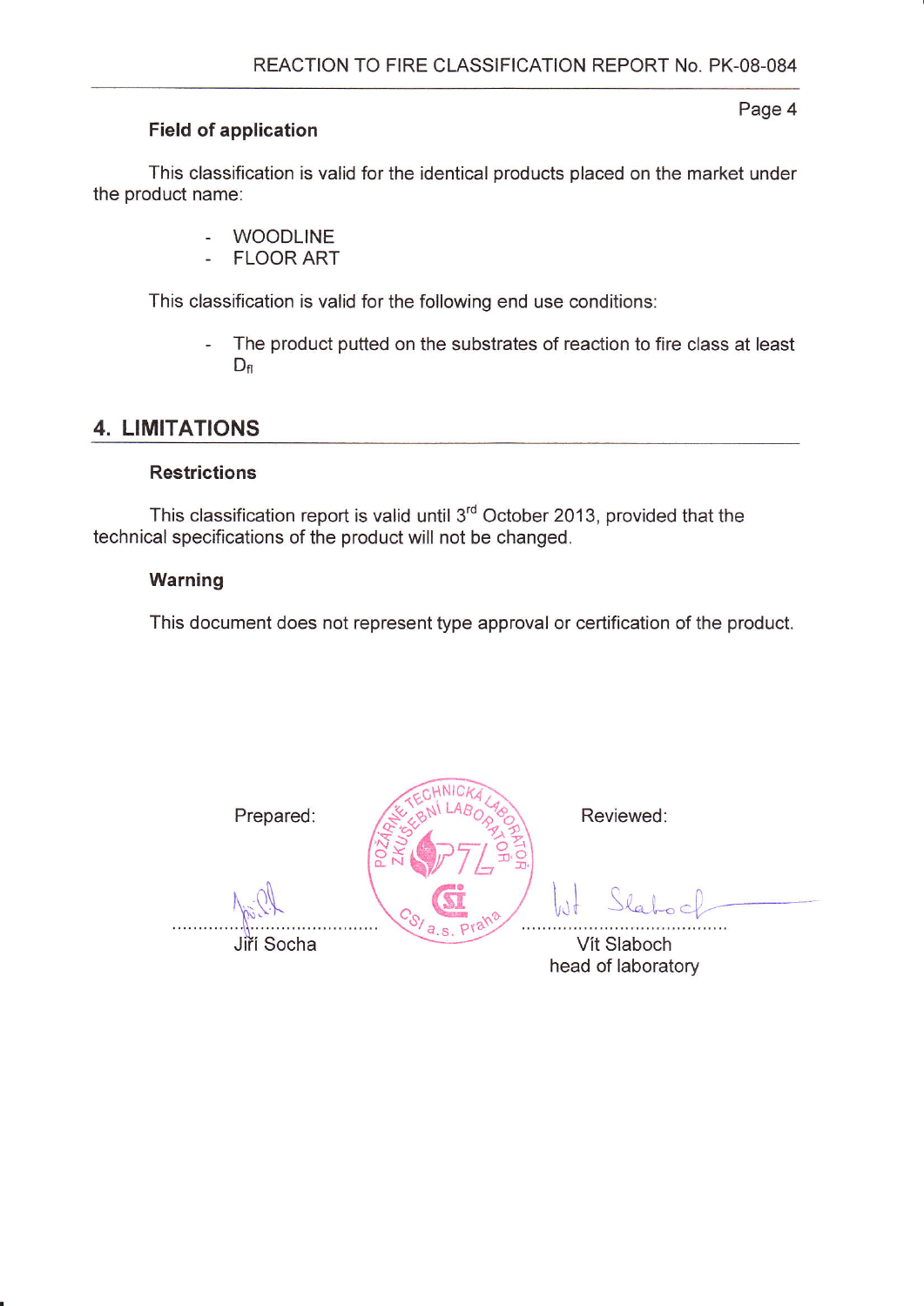**Field of application**

This classification is valid for the identical products placed on the market under the product name:

- WOODLINE
- FLOOR ART

This classification is valid for the following end use conditions:

- The product putted on the substrates of reaction to fire class at least $D_{fl}$

## 4. LIMITATIONS

**Restrictions**

This classification report is valid until 3rd October 2013, provided that the technical specifications of the product will not be changed.

**Warning**

This document does not represent type approval or certification of the product.

Prepared:

........................................
Jiří Socha

Reviewed:

........................................
Vít Slaboch
head of laboratory